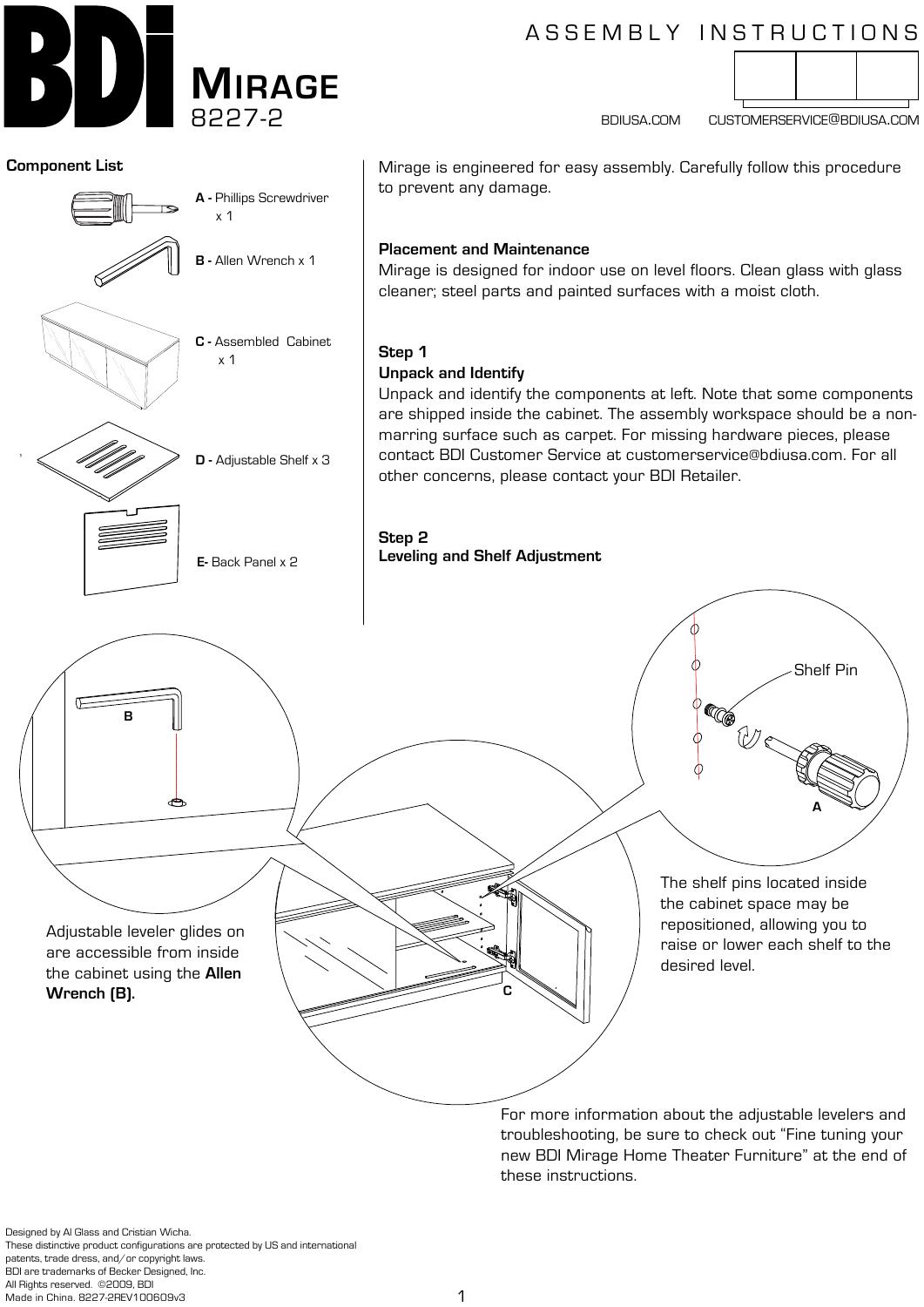# BDi MIRAGE 8227-2

ASSEMBLY INSTRUCTIONS

BDIUSA.COM CUSTOMERSERVICE@BDIUSA.COM

## Component List

**A -** Phillips Screwdriver x 1

**B -** Allen Wrench x 1

**C -** Assembled Cabinet x 1

**D -** Adjustable Shelf x 3

**E-** Back Panel x 2

Mirage is engineered for easy assembly. Carefully follow this procedure to prevent any damage.

**Placement and Maintenance**
Mirage is designed for indoor use on level floors. Clean glass with glass cleaner; steel parts and painted surfaces with a moist cloth.

**Step 1**
**Unpack and Identify**
Unpack and identify the components at left. Note that some components are shipped inside the cabinet. The assembly workspace should be a non-marring surface such as carpet. For missing hardware pieces, please contact BDI Customer Service at customerservice@bdiusa.com. For all other concerns, please contact your BDI Retailer.

**Step 2**
**Leveling and Shelf Adjustment**

Shelf Pin

B

A

C

Adjustable leveler glides on are accessible from inside the cabinet using the **Allen Wrench (B).**

The shelf pins located inside the cabinet space may be repositioned, allowing you to raise or lower each shelf to the desired level.

For more information about the adjustable levelers and troubleshooting, be sure to check out "Fine tuning your new BDI Mirage Home Theater Furniture" at the end of these instructions.

Designed by Al Glass and Cristian Wicha.
These distinctive product configurations are protected by US and international patents, trade dress, and/or copyright laws.
BDI are trademarks of Becker Designed, Inc.
All Rights reserved. ©2009, BDI
Made in China. 8227-2REV100609v3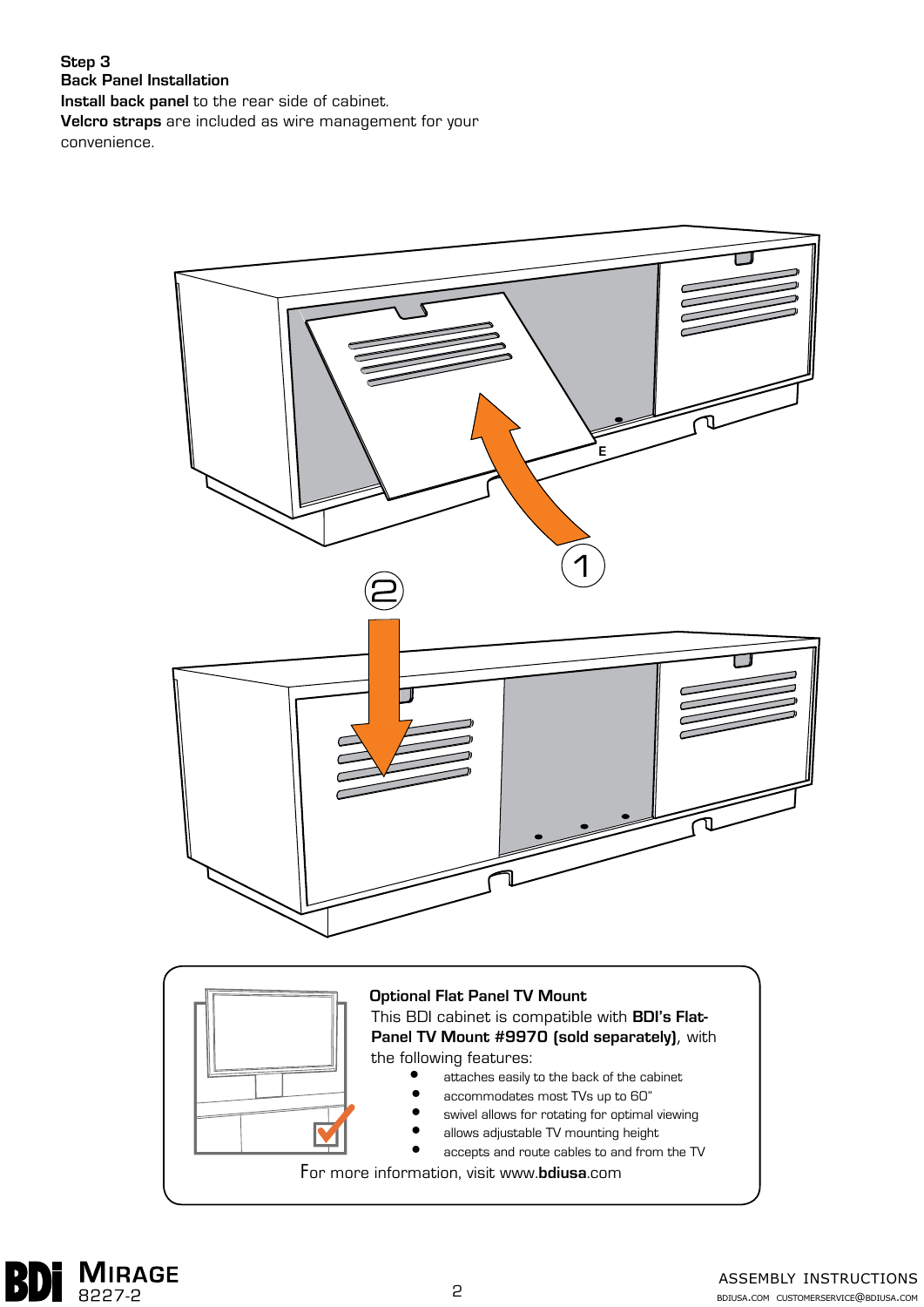**Step 3**
**Back Panel Installation**
**Install back panel** to the rear side of cabinet.
**Velcro straps** are included as wire management for your convenience.

E

1

2

**Optional Flat Panel TV Mount**
This BDI cabinet is compatible with **BDI's Flat-Panel TV Mount #9970 (sold separately)**, with the following features:

- attaches easily to the back of the cabinet
- accommodates most TVs up to 60"
- swivel allows for rotating for optimal viewing
- allows adjustable TV mounting height
- accepts and route cables to and from the TV

For more information, visit www.**bdiusa**.com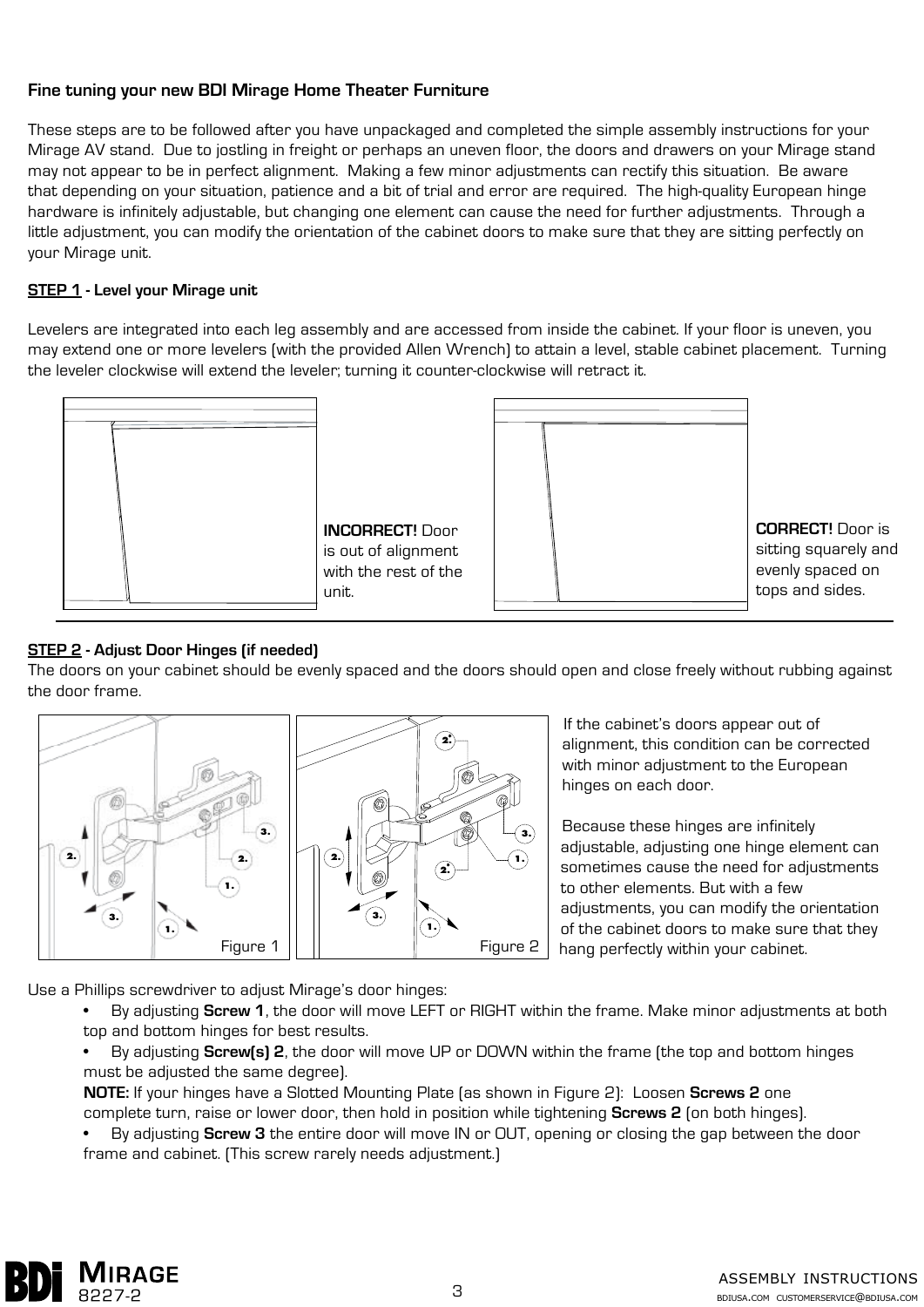**Fine tuning your new BDI Mirage Home Theater Furniture**

These steps are to be followed after you have unpackaged and completed the simple assembly instructions for your Mirage AV stand. Due to jostling in freight or perhaps an uneven floor, the doors and drawers on your Mirage stand may not appear to be in perfect alignment. Making a few minor adjustments can rectify this situation. Be aware that depending on your situation, patience and a bit of trial and error are required. The high-quality European hinge hardware is infinitely adjustable, but changing one element can cause the need for further adjustments. Through a little adjustment, you can modify the orientation of the cabinet doors to make sure that they are sitting perfectly on your Mirage unit.

**STEP 1 - Level your Mirage unit**

Levelers are integrated into each leg assembly and are accessed from inside the cabinet. If your floor is uneven, you may extend one or more levelers (with the provided Allen Wrench) to attain a level, stable cabinet placement. Turning the leveler clockwise will extend the leveler; turning it counter-clockwise will retract it.

**INCORRECT!** Door is out of alignment with the rest of the unit.

**CORRECT!** Door is sitting squarely and evenly spaced on tops and sides.

**STEP 2 - Adjust Door Hinges (if needed)**

The doors on your cabinet should be evenly spaced and the doors should open and close freely without rubbing against the door frame.

Figure 1

Figure 2

If the cabinet's doors appear out of alignment, this condition can be corrected with minor adjustment to the European hinges on each door.

Because these hinges are infinitely adjustable, adjusting one hinge element can sometimes cause the need for adjustments to other elements. But with a few adjustments, you can modify the orientation of the cabinet doors to make sure that they hang perfectly within your cabinet.

Use a Phillips screwdriver to adjust Mirage's door hinges:

- By adjusting **Screw 1**, the door will move LEFT or RIGHT within the frame. Make minor adjustments at both top and bottom hinges for best results.
- By adjusting **Screw(s) 2**, the door will move UP or DOWN within the frame (the top and bottom hinges must be adjusted the same degree).

  **NOTE:** If your hinges have a Slotted Mounting Plate (as shown in Figure 2): Loosen **Screws 2** one complete turn, raise or lower door, then hold in position while tightening **Screws 2** (on both hinges).
- By adjusting **Screw 3** the entire door will move IN or OUT, opening or closing the gap between the door frame and cabinet. (This screw rarely needs adjustment.)